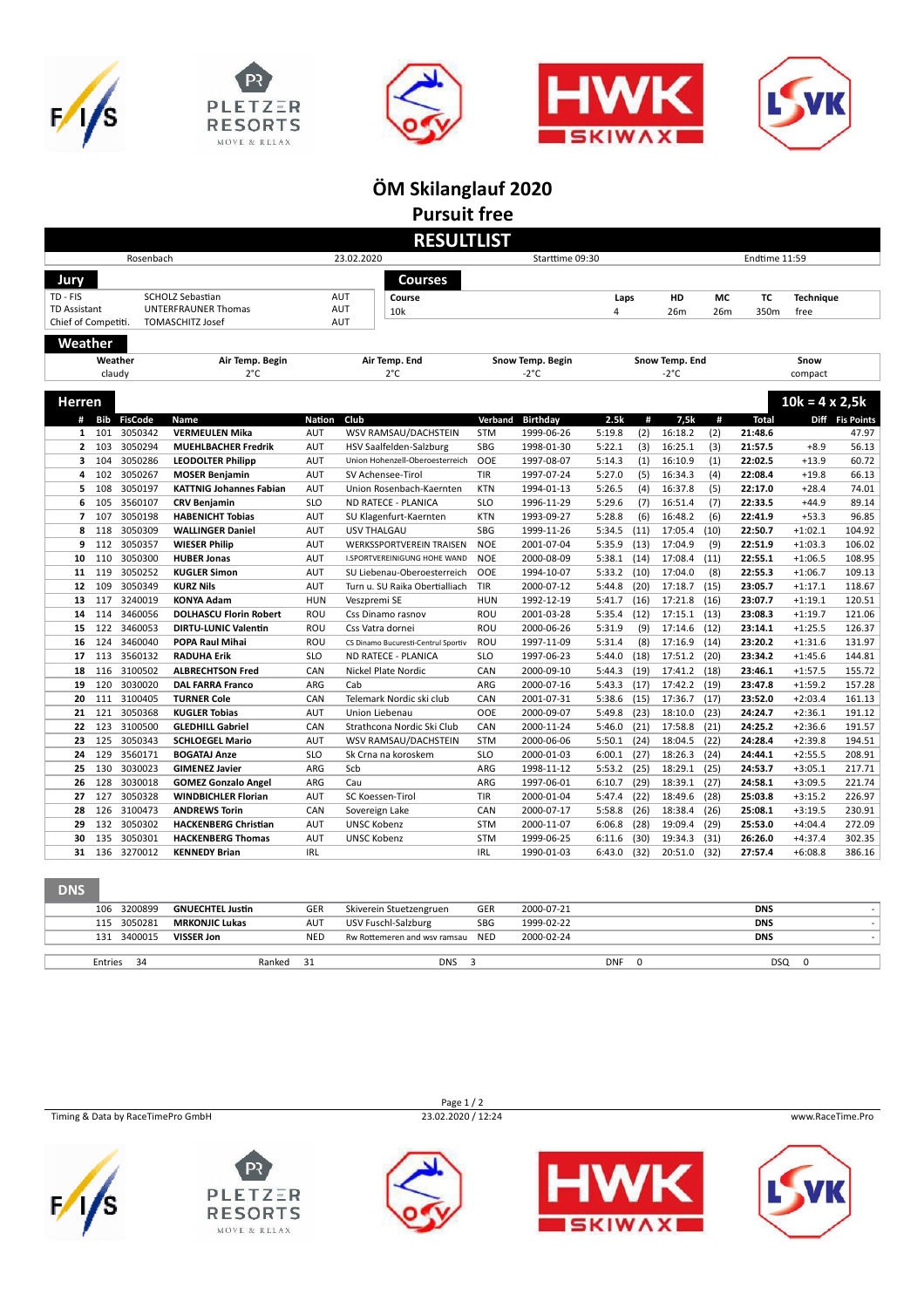# ÖM Skilanglauf 2020

## Pursuit free

## RESULTLIST

| Rosenbach | 23.02.2020 | Starttime 09:30 | Endtime 11:59 |
|---|---|---|---|

### Jury

| | | |
|---|---|---|
| TD - FIS | SCHOLZ Sebastian | AUT |
| TD Assistant | UNTERFRAUNER Thomas | AUT |
| Chief of Competiti. | TOMASCHITZ Josef | AUT |

### Courses

| Course | Laps | HD | MC | TC | Technique |
|---|---|---|---|---|---|
| 10k | 4 | 26m | 26m | 350m | free |

### Weather

| Weather | Air Temp. Begin | Air Temp. End | Snow Temp. Begin | Snow Temp. End | Snow |
|---|---|---|---|---|---|
| claudy | 2°C | 2°C | -2°C | -2°C | compact |

### Herren

**10k = 4 x 2,5k**

| # | Bib | FisCode | Name | Nation | Club | Verband | Birthday | 2.5k | # | 7,5k | # | Total | Diff | Fis Points |
|---|---|---|---|---|---|---|---|---|---|---|---|---|---|---|
| 1 | 101 | 3050342 | **VERMEULEN Mika** | AUT | WSV RAMSAU/DACHSTEIN | STM | 1999-06-26 | 5:19.8 | (2) | 16:18.2 | (2) | **21:48.6** | | 47.97 |
| 2 | 103 | 3050294 | **MUEHLBACHER Fredrik** | AUT | HSV Saalfelden-Salzburg | SBG | 1998-01-30 | 5:22.1 | (3) | 16:25.1 | (3) | **21:57.5** | +8.9 | 56.13 |
| 3 | 104 | 3050286 | **LEODOLTER Philipp** | AUT | Union Hohenzell-Oberoesterreich | OOE | 1997-08-07 | 5:14.3 | (1) | 16:10.9 | (1) | **22:02.5** | +13.9 | 60.72 |
| 4 | 102 | 3050267 | **MOSER Benjamin** | AUT | SV Achensee-Tirol | TIR | 1997-07-24 | 5:27.0 | (5) | 16:34.3 | (4) | **22:08.4** | +19.8 | 66.13 |
| 5 | 108 | 3050197 | **KATTNIG Johannes Fabian** | AUT | Union Rosenbach-Kaernten | KTN | 1994-01-13 | 5:26.5 | (4) | 16:37.8 | (5) | **22:17.0** | +28.4 | 74.01 |
| 6 | 105 | 3560107 | **CRV Benjamin** | SLO | ND RATECE - PLANICA | SLO | 1996-11-29 | 5:29.6 | (7) | 16:51.4 | (7) | **22:33.5** | +44.9 | 89.14 |
| 7 | 107 | 3050198 | **HABENICHT Tobias** | AUT | SU Klagenfurt-Kaernten | KTN | 1993-09-27 | 5:28.8 | (6) | 16:48.2 | (6) | **22:41.9** | +53.3 | 96.85 |
| 8 | 118 | 3050309 | **WALLINGER Daniel** | AUT | USV THALGAU | SBG | 1999-11-26 | 5:34.5 | (11) | 17:05.4 | (10) | **22:50.7** | +1:02.1 | 104.92 |
| 9 | 112 | 3050357 | **WIESER Philip** | AUT | WERKSSPORTVEREIN TRAISEN | NOE | 2001-07-04 | 5:35.9 | (13) | 17:04.9 | (9) | **22:51.9** | +1:03.3 | 106.02 |
| 10 | 110 | 3050300 | **HUBER Jonas** | AUT | I.SPORTVEREINIGUNG HOHE WAND | NOE | 2000-08-09 | 5:38.1 | (14) | 17:08.4 | (11) | **22:55.1** | +1:06.5 | 108.95 |
| 11 | 119 | 3050252 | **KUGLER Simon** | AUT | SU Liebenau-Oberoesterreich | OOE | 1994-10-07 | 5:33.2 | (10) | 17:04.0 | (8) | **22:55.3** | +1:06.7 | 109.13 |
| 12 | 109 | 3050349 | **KURZ Nils** | AUT | Turn u. SU Raika Obertilliach | TIR | 2000-07-12 | 5:44.8 | (20) | 17:18.7 | (15) | **23:05.7** | +1:17.1 | 118.67 |
| 13 | 117 | 3240019 | **KONYA Adam** | HUN | Veszpremi SE | HUN | 1992-12-19 | 5:41.7 | (16) | 17:21.8 | (16) | **23:07.7** | +1:19.1 | 120.51 |
| 14 | 114 | 3460056 | **DOLHASCU Florin Robert** | ROU | Css Dinamo rasnov | ROU | 2001-03-28 | 5:35.4 | (12) | 17:15.1 | (13) | **23:08.3** | +1:19.7 | 121.06 |
| 15 | 122 | 3460053 | **DIRTU-LUNIC Valentin** | ROU | Css Vatra dornei | ROU | 2000-06-26 | 5:31.9 | (9) | 17:14.6 | (12) | **23:14.1** | +1:25.5 | 126.37 |
| 16 | 124 | 3460040 | **POPA Raul Mihai** | ROU | CS Dinamo Bucuresti-Centrul Sportiv | ROU | 1997-11-09 | 5:31.4 | (8) | 17:16.9 | (14) | **23:20.2** | +1:31.6 | 131.97 |
| 17 | 113 | 3560132 | **RADUHA Erik** | SLO | ND RATECE - PLANICA | SLO | 1997-06-23 | 5:44.0 | (18) | 17:51.2 | (20) | **23:34.2** | +1:45.6 | 144.81 |
| 18 | 116 | 3100502 | **ALBRECHTSON Fred** | CAN | Nickel Plate Nordic | CAN | 2000-09-10 | 5:44.3 | (19) | 17:41.2 | (18) | **23:46.1** | +1:57.5 | 155.72 |
| 19 | 120 | 3030020 | **DAL FARRA Franco** | ARG | Cab | ARG | 2000-07-16 | 5:43.3 | (17) | 17:42.2 | (19) | **23:47.8** | +1:59.2 | 157.28 |
| 20 | 111 | 3100405 | **TURNER Cole** | CAN | Telemark Nordic ski club | CAN | 2001-07-31 | 5:38.6 | (15) | 17:36.7 | (17) | **23:52.0** | +2:03.4 | 161.13 |
| 21 | 121 | 3050368 | **KUGLER Tobias** | AUT | Union Liebenau | OOE | 2000-09-07 | 5:49.8 | (23) | 18:10.0 | (23) | **24:24.7** | +2:36.1 | 191.12 |
| 22 | 123 | 3100500 | **GLEDHILL Gabriel** | CAN | Strathcona Nordic Ski Club | CAN | 2000-11-24 | 5:46.0 | (21) | 17:58.8 | (21) | **24:25.2** | +2:36.6 | 191.57 |
| 23 | 125 | 3050343 | **SCHLOEGEL Mario** | AUT | WSV RAMSAU/DACHSTEIN | STM | 2000-06-06 | 5:50.1 | (24) | 18:04.5 | (22) | **24:28.4** | +2:39.8 | 194.51 |
| 24 | 129 | 3560171 | **BOGATAJ Anze** | SLO | Sk Crna na koroskem | SLO | 2000-01-03 | 6:00.1 | (27) | 18:26.3 | (24) | **24:44.1** | +2:55.5 | 208.91 |
| 25 | 130 | 3030023 | **GIMENEZ Javier** | ARG | Scb | ARG | 1998-11-12 | 5:53.2 | (25) | 18:29.1 | (25) | **24:53.7** | +3:05.1 | 217.71 |
| 26 | 128 | 3030018 | **GOMEZ Gonzalo Angel** | ARG | Cau | ARG | 1997-06-01 | 6:10.7 | (29) | 18:39.1 | (27) | **24:58.1** | +3:09.5 | 221.74 |
| 27 | 127 | 3050328 | **WINDBICHLER Florian** | AUT | SC Koessen-Tirol | TIR | 2000-01-04 | 5:47.4 | (22) | 18:49.6 | (28) | **25:03.8** | +3:15.2 | 226.97 |
| 28 | 126 | 3100473 | **ANDREWS Torin** | CAN | Sovereign Lake | CAN | 2000-07-17 | 5:58.8 | (26) | 18:38.4 | (26) | **25:08.1** | +3:19.5 | 230.91 |
| 29 | 132 | 3050302 | **HACKENBERG Christian** | AUT | UNSC Kobenz | STM | 2000-11-07 | 6:06.8 | (28) | 19:09.4 | (29) | **25:53.0** | +4:04.4 | 272.09 |
| 30 | 135 | 3050301 | **HACKENBERG Thomas** | AUT | UNSC Kobenz | STM | 1999-06-25 | 6:11.6 | (30) | 19:34.3 | (31) | **26:26.0** | +4:37.4 | 302.35 |
| 31 | 136 | 3270012 | **KENNEDY Brian** | IRL | | IRL | 1990-01-03 | 6:43.0 | (32) | 20:51.0 | (32) | **27:57.4** | +6:08.8 | 386.16 |

### DNS

| Bib | FisCode | Name | Nation | Club | Verband | Birthday | Status | Fis Points |
|---|---|---|---|---|---|---|---|---|
| 106 | 3200899 | **GNUECHTEL Justin** | GER | Skiverein Stuetzengruen | GER | 2000-07-21 | **DNS** | - |
| 115 | 3050281 | **MRKONJIC Lukas** | AUT | USV Fuschl-Salzburg | SBG | 1999-02-22 | **DNS** | - |
| 131 | 3400015 | **VISSER Jon** | NED | Rw Rottemeren and wsv ramsau | NED | 2000-02-24 | **DNS** | - |

| Entries | Ranked | DNS | DNF | DSQ |
|---|---|---|---|---|
| 34 | 31 | 3 | 0 | 0 |

Timing & Data by RaceTimePro GmbH — 23.02.2020 / 12:24 — www.RaceTime.Pro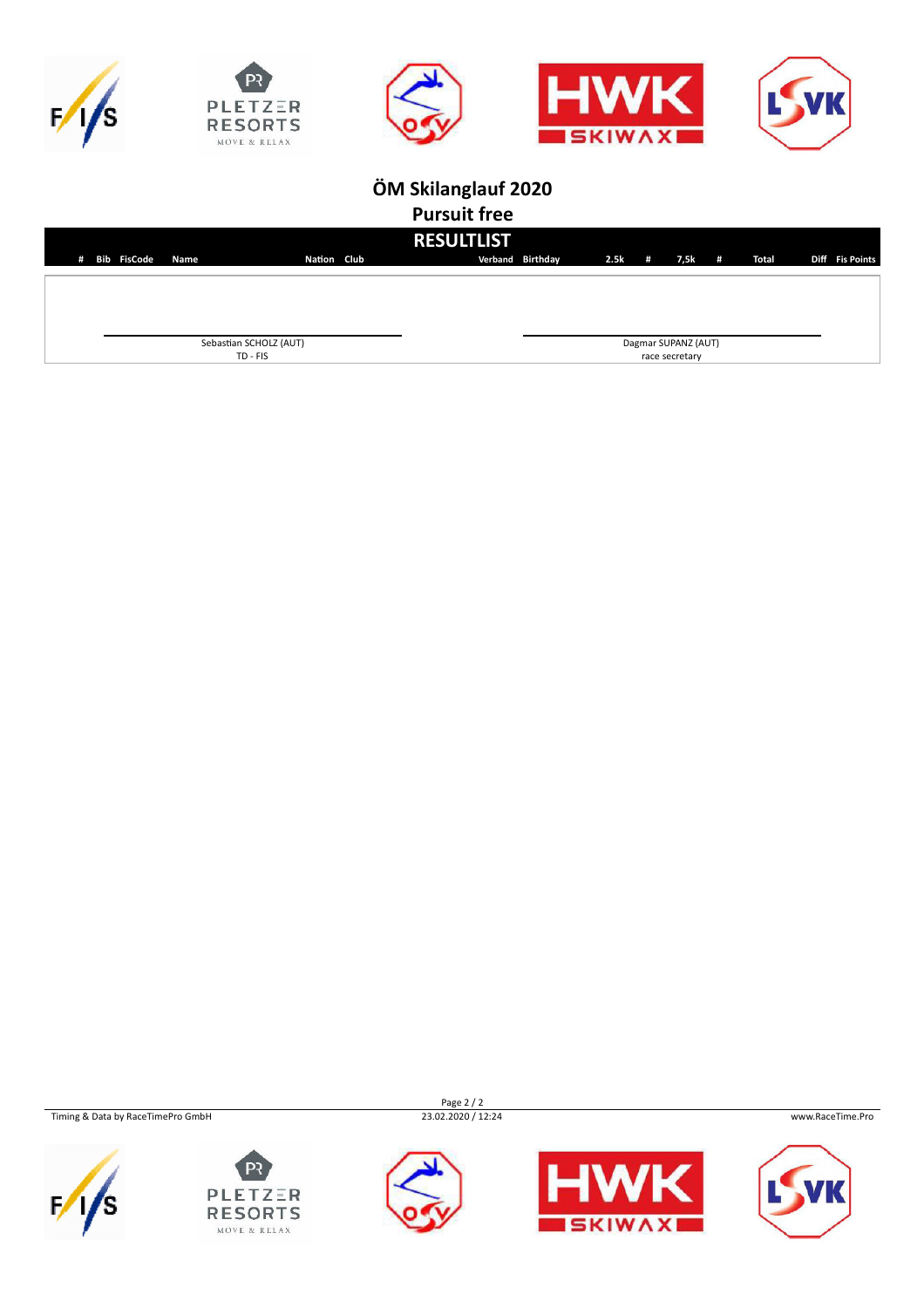# ÖM Skilanglauf 2020

## Pursuit free

### RESULTLIST

| # | Bib | FisCode | Name | Nation | Club | Verband | Birthday | 2.5k | # | 7,5k | # | Total | Diff | Fis Points |
|---|---|---|---|---|---|---|---|---|---|---|---|---|---|---|

Sebastian SCHOLZ (AUT)
TD - FIS

Dagmar SUPANZ (AUT)
race secretary

Timing & Data by RaceTimePro GmbH

23.02.2020 / 12:24

www.RaceTime.Pro